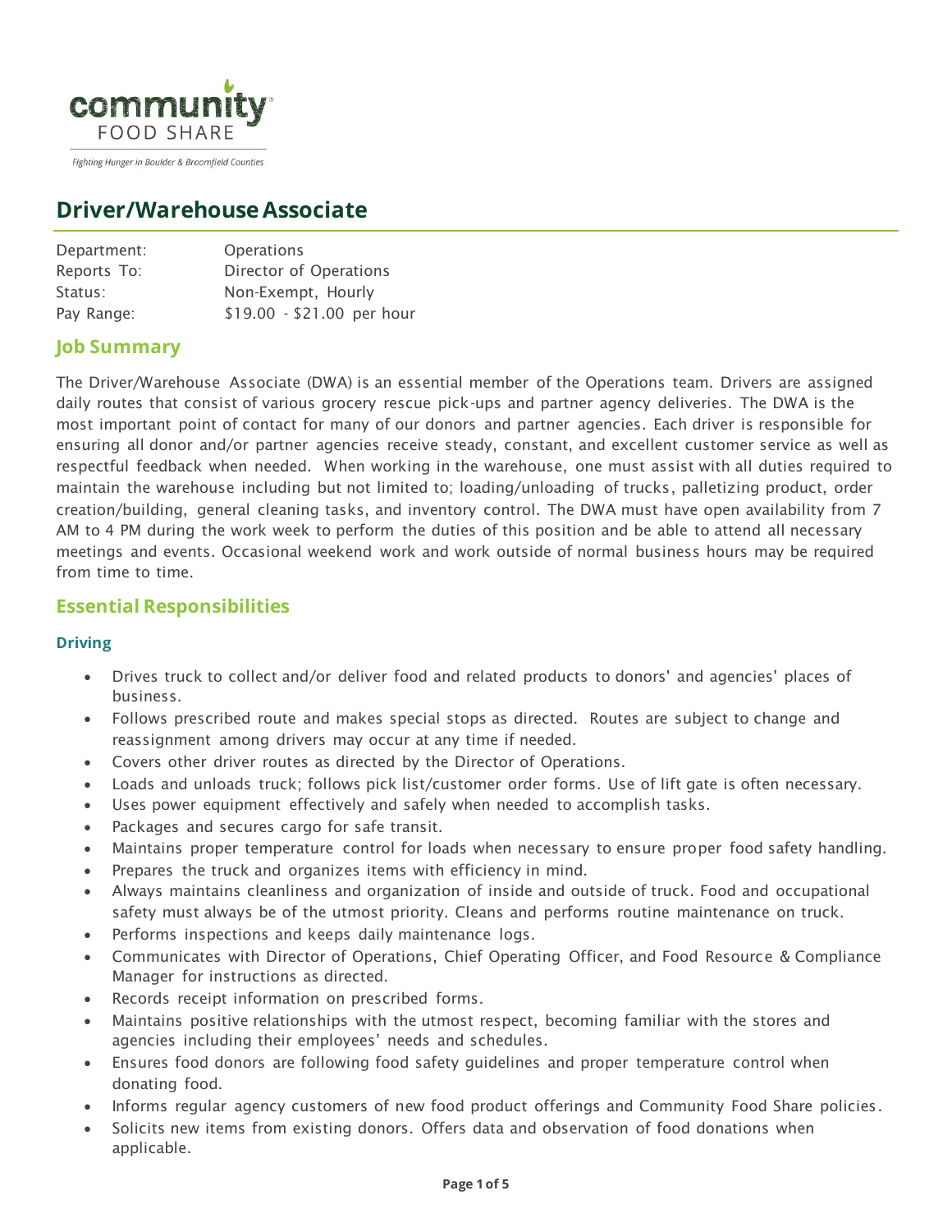community FOOD SHARE

*Fighting Hunger in Boulder & Broomfield Counties*

# Driver/Warehouse Associate

| | |
|---|---|
| Department: | Operations |
| Reports To: | Director of Operations |
| Status: | Non-Exempt, Hourly |
| Pay Range: | $19.00 - $21.00 per hour |

## Job Summary

The Driver/Warehouse Associate (DWA) is an essential member of the Operations team. Drivers are assigned daily routes that consist of various grocery rescue pick-ups and partner agency deliveries. The DWA is the most important point of contact for many of our donors and partner agencies. Each driver is responsible for ensuring all donor and/or partner agencies receive steady, constant, and excellent customer service as well as respectful feedback when needed. When working in the warehouse, one must assist with all duties required to maintain the warehouse including but not limited to; loading/unloading of trucks, palletizing product, order creation/building, general cleaning tasks, and inventory control. The DWA must have open availability from 7 AM to 4 PM during the work week to perform the duties of this position and be able to attend all necessary meetings and events. Occasional weekend work and work outside of normal business hours may be required from time to time.

## Essential Responsibilities

### Driving

- Drives truck to collect and/or deliver food and related products to donors' and agencies' places of business.
- Follows prescribed route and makes special stops as directed. Routes are subject to change and reassignment among drivers may occur at any time if needed.
- Covers other driver routes as directed by the Director of Operations.
- Loads and unloads truck; follows pick list/customer order forms. Use of lift gate is often necessary.
- Uses power equipment effectively and safely when needed to accomplish tasks.
- Packages and secures cargo for safe transit.
- Maintains proper temperature control for loads when necessary to ensure proper food safety handling.
- Prepares the truck and organizes items with efficiency in mind.
- Always maintains cleanliness and organization of inside and outside of truck. Food and occupational safety must always be of the utmost priority. Cleans and performs routine maintenance on truck.
- Performs inspections and keeps daily maintenance logs.
- Communicates with Director of Operations, Chief Operating Officer, and Food Resource & Compliance Manager for instructions as directed.
- Records receipt information on prescribed forms.
- Maintains positive relationships with the utmost respect, becoming familiar with the stores and agencies including their employees' needs and schedules.
- Ensures food donors are following food safety guidelines and proper temperature control when donating food.
- Informs regular agency customers of new food product offerings and Community Food Share policies.
- Solicits new items from existing donors. Offers data and observation of food donations when applicable.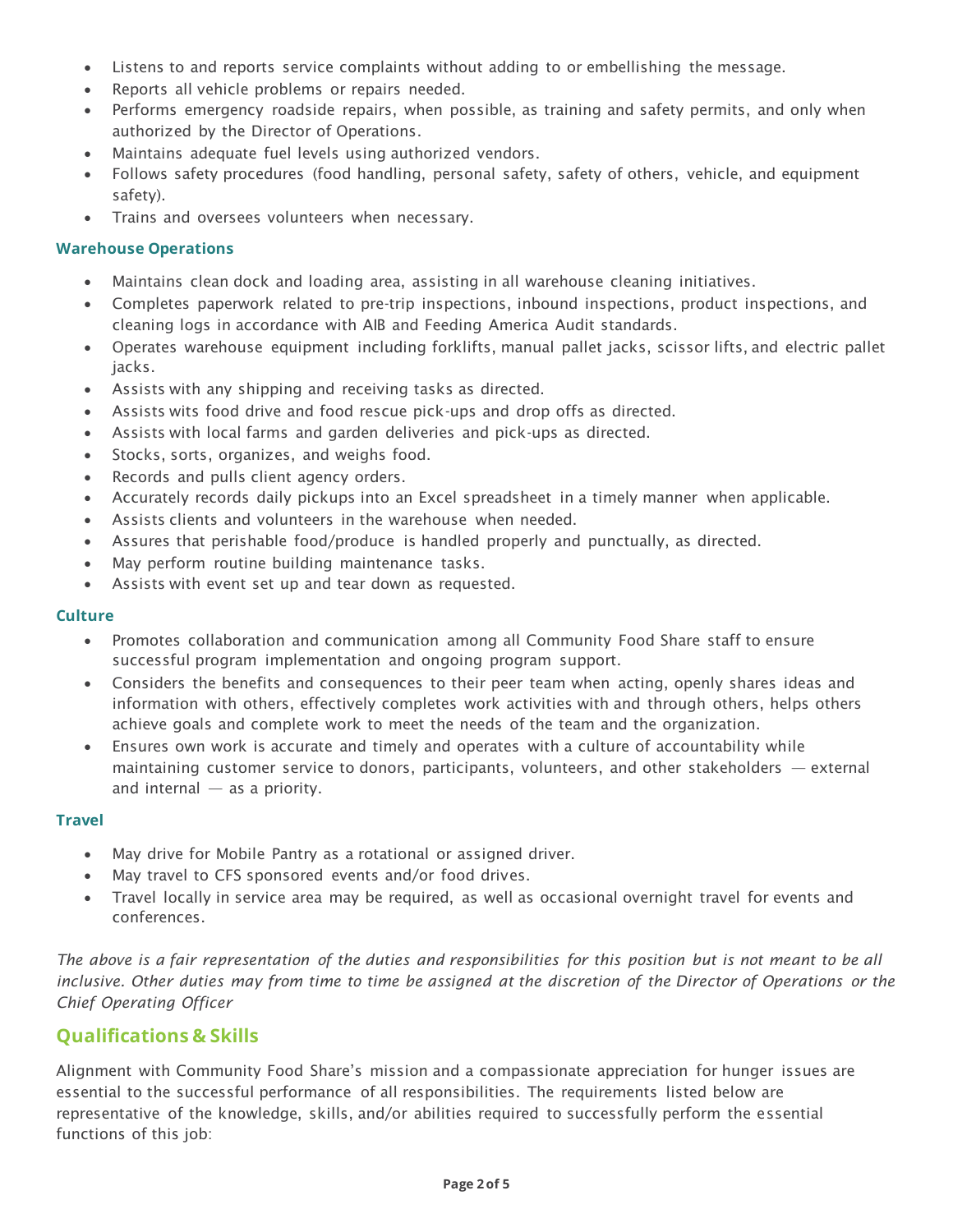- Listens to and reports service complaints without adding to or embellishing the message.
- Reports all vehicle problems or repairs needed.
- Performs emergency roadside repairs, when possible, as training and safety permits, and only when authorized by the Director of Operations.
- Maintains adequate fuel levels using authorized vendors.
- Follows safety procedures (food handling, personal safety, safety of others, vehicle, and equipment safety).
- Trains and oversees volunteers when necessary.

### Warehouse Operations

- Maintains clean dock and loading area, assisting in all warehouse cleaning initiatives.
- Completes paperwork related to pre-trip inspections, inbound inspections, product inspections, and cleaning logs in accordance with AIB and Feeding America Audit standards.
- Operates warehouse equipment including forklifts, manual pallet jacks, scissor lifts, and electric pallet jacks.
- Assists with any shipping and receiving tasks as directed.
- Assists wits food drive and food rescue pick-ups and drop offs as directed.
- Assists with local farms and garden deliveries and pick-ups as directed.
- Stocks, sorts, organizes, and weighs food.
- Records and pulls client agency orders.
- Accurately records daily pickups into an Excel spreadsheet in a timely manner when applicable.
- Assists clients and volunteers in the warehouse when needed.
- Assures that perishable food/produce is handled properly and punctually, as directed.
- May perform routine building maintenance tasks.
- Assists with event set up and tear down as requested.

### Culture

- Promotes collaboration and communication among all Community Food Share staff to ensure successful program implementation and ongoing program support.
- Considers the benefits and consequences to their peer team when acting, openly shares ideas and information with others, effectively completes work activities with and through others, helps others achieve goals and complete work to meet the needs of the team and the organization.
- Ensures own work is accurate and timely and operates with a culture of accountability while maintaining customer service to donors, participants, volunteers, and other stakeholders — external and internal — as a priority.

### Travel

- May drive for Mobile Pantry as a rotational or assigned driver.
- May travel to CFS sponsored events and/or food drives.
- Travel locally in service area may be required, as well as occasional overnight travel for events and conferences.

*The above is a fair representation of the duties and responsibilities for this position but is not meant to be all inclusive. Other duties may from time to time be assigned at the discretion of the Director of Operations or the Chief Operating Officer*

## Qualifications & Skills

Alignment with Community Food Share's mission and a compassionate appreciation for hunger issues are essential to the successful performance of all responsibilities. The requirements listed below are representative of the knowledge, skills, and/or abilities required to successfully perform the essential functions of this job: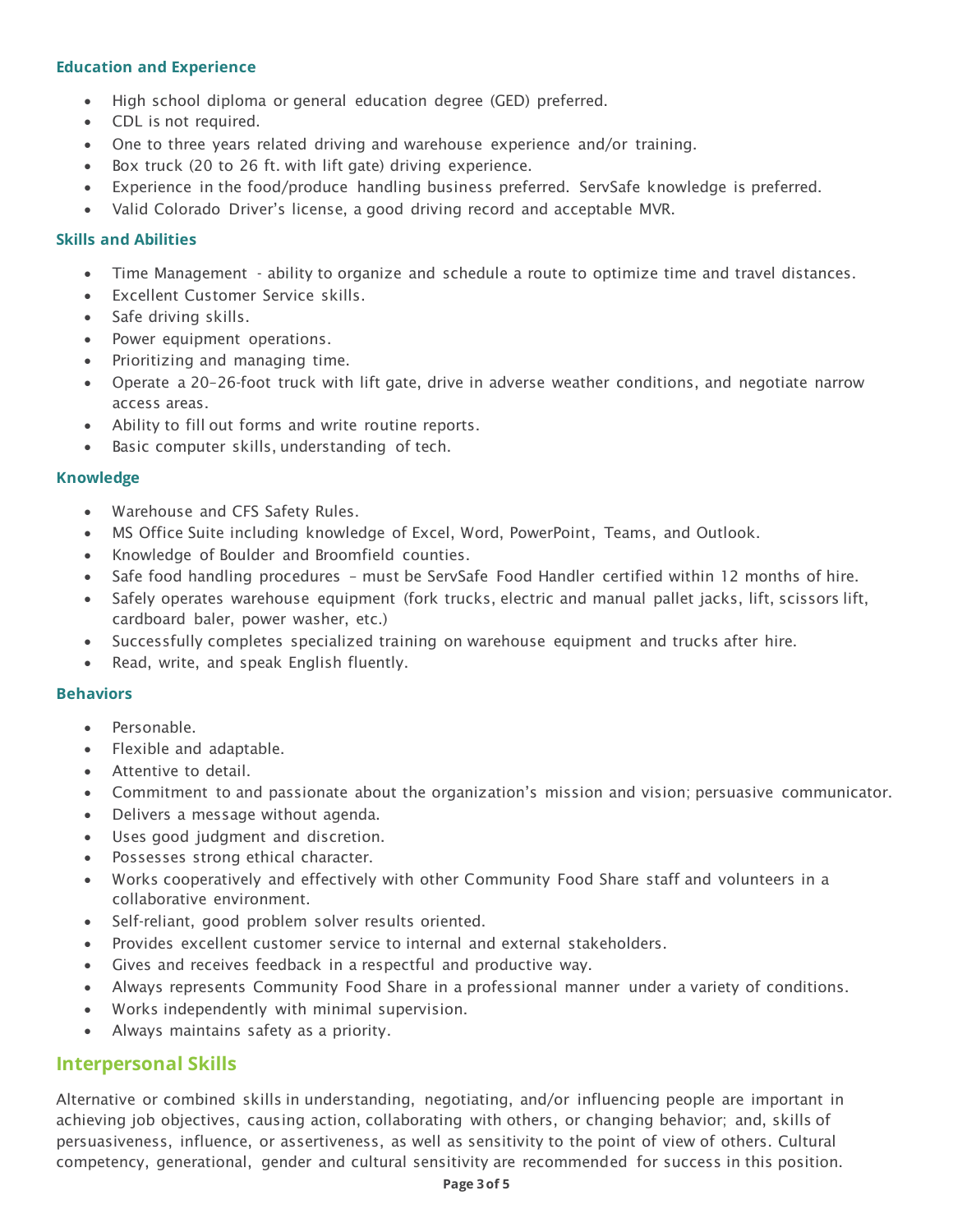### Education and Experience

- High school diploma or general education degree (GED) preferred.
- CDL is not required.
- One to three years related driving and warehouse experience and/or training.
- Box truck (20 to 26 ft. with lift gate) driving experience.
- Experience in the food/produce handling business preferred. ServSafe knowledge is preferred.
- Valid Colorado Driver's license, a good driving record and acceptable MVR.

### Skills and Abilities

- Time Management - ability to organize and schedule a route to optimize time and travel distances.
- Excellent Customer Service skills.
- Safe driving skills.
- Power equipment operations.
- Prioritizing and managing time.
- Operate a 20–26-foot truck with lift gate, drive in adverse weather conditions, and negotiate narrow access areas.
- Ability to fill out forms and write routine reports.
- Basic computer skills, understanding of tech.

### Knowledge

- Warehouse and CFS Safety Rules.
- MS Office Suite including knowledge of Excel, Word, PowerPoint, Teams, and Outlook.
- Knowledge of Boulder and Broomfield counties.
- Safe food handling procedures – must be ServSafe Food Handler certified within 12 months of hire.
- Safely operates warehouse equipment (fork trucks, electric and manual pallet jacks, lift, scissors lift, cardboard baler, power washer, etc.)
- Successfully completes specialized training on warehouse equipment and trucks after hire.
- Read, write, and speak English fluently.

### Behaviors

- Personable.
- Flexible and adaptable.
- Attentive to detail.
- Commitment to and passionate about the organization's mission and vision; persuasive communicator.
- Delivers a message without agenda.
- Uses good judgment and discretion.
- Possesses strong ethical character.
- Works cooperatively and effectively with other Community Food Share staff and volunteers in a collaborative environment.
- Self-reliant, good problem solver results oriented.
- Provides excellent customer service to internal and external stakeholders.
- Gives and receives feedback in a respectful and productive way.
- Always represents Community Food Share in a professional manner under a variety of conditions.
- Works independently with minimal supervision.
- Always maintains safety as a priority.

## Interpersonal Skills

Alternative or combined skills in understanding, negotiating, and/or influencing people are important in achieving job objectives, causing action, collaborating with others, or changing behavior; and, skills of persuasiveness, influence, or assertiveness, as well as sensitivity to the point of view of others. Cultural competency, generational, gender and cultural sensitivity are recommended for success in this position.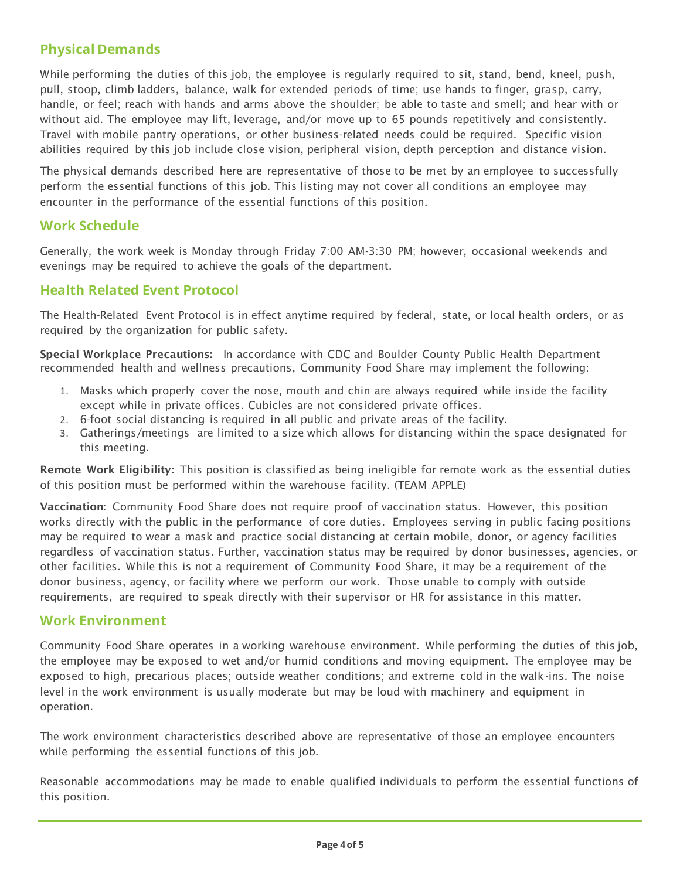## Physical Demands

While performing the duties of this job, the employee is regularly required to sit, stand, bend, kneel, push, pull, stoop, climb ladders, balance, walk for extended periods of time; use hands to finger, grasp, carry, handle, or feel; reach with hands and arms above the shoulder; be able to taste and smell; and hear with or without aid. The employee may lift, leverage, and/or move up to 65 pounds repetitively and consistently. Travel with mobile pantry operations, or other business-related needs could be required. Specific vision abilities required by this job include close vision, peripheral vision, depth perception and distance vision.

The physical demands described here are representative of those to be met by an employee to successfully perform the essential functions of this job. This listing may not cover all conditions an employee may encounter in the performance of the essential functions of this position.

## Work Schedule

Generally, the work week is Monday through Friday 7:00 AM-3:30 PM; however, occasional weekends and evenings may be required to achieve the goals of the department.

## Health Related Event Protocol

The Health-Related Event Protocol is in effect anytime required by federal, state, or local health orders, or as required by the organization for public safety.

**Special Workplace Precautions:** In accordance with CDC and Boulder County Public Health Department recommended health and wellness precautions, Community Food Share may implement the following:

1. Masks which properly cover the nose, mouth and chin are always required while inside the facility except while in private offices. Cubicles are not considered private offices.
2. 6-foot social distancing is required in all public and private areas of the facility.
3. Gatherings/meetings are limited to a size which allows for distancing within the space designated for this meeting.

**Remote Work Eligibility:** This position is classified as being ineligible for remote work as the essential duties of this position must be performed within the warehouse facility. (TEAM APPLE)

**Vaccination:** Community Food Share does not require proof of vaccination status. However, this position works directly with the public in the performance of core duties. Employees serving in public facing positions may be required to wear a mask and practice social distancing at certain mobile, donor, or agency facilities regardless of vaccination status. Further, vaccination status may be required by donor businesses, agencies, or other facilities. While this is not a requirement of Community Food Share, it may be a requirement of the donor business, agency, or facility where we perform our work. Those unable to comply with outside requirements, are required to speak directly with their supervisor or HR for assistance in this matter.

## Work Environment

Community Food Share operates in a working warehouse environment. While performing the duties of this job, the employee may be exposed to wet and/or humid conditions and moving equipment. The employee may be exposed to high, precarious places; outside weather conditions; and extreme cold in the walk-ins. The noise level in the work environment is usually moderate but may be loud with machinery and equipment in operation.

The work environment characteristics described above are representative of those an employee encounters while performing the essential functions of this job.

Reasonable accommodations may be made to enable qualified individuals to perform the essential functions of this position.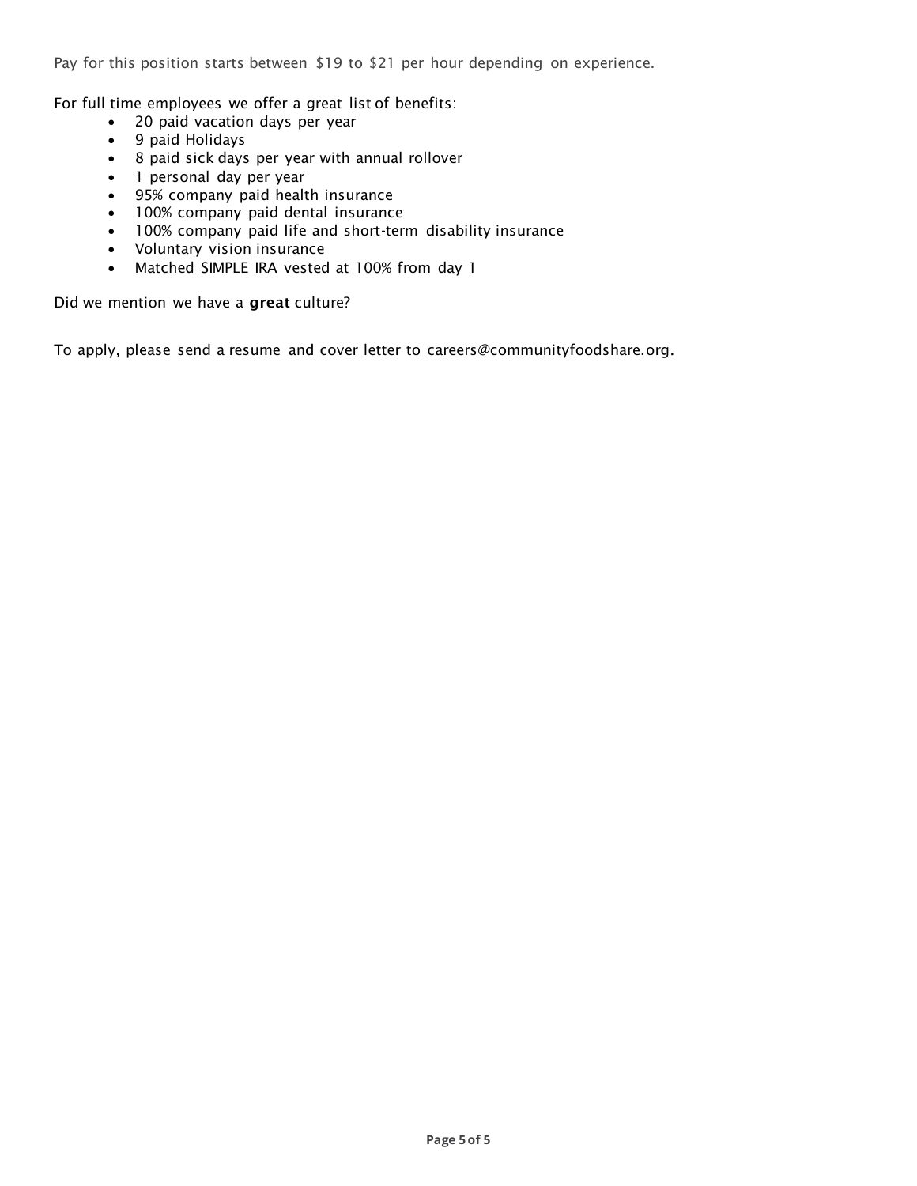Pay for this position starts between $19 to $21 per hour depending on experience.

For full time employees we offer a great list of benefits:

- 20 paid vacation days per year
- 9 paid Holidays
- 8 paid sick days per year with annual rollover
- 1 personal day per year
- 95% company paid health insurance
- 100% company paid dental insurance
- 100% company paid life and short-term disability insurance
- Voluntary vision insurance
- Matched SIMPLE IRA vested at 100% from day 1

Did we mention we have a **great** culture?

To apply, please send a resume and cover letter to careers@communityfoodshare.org.